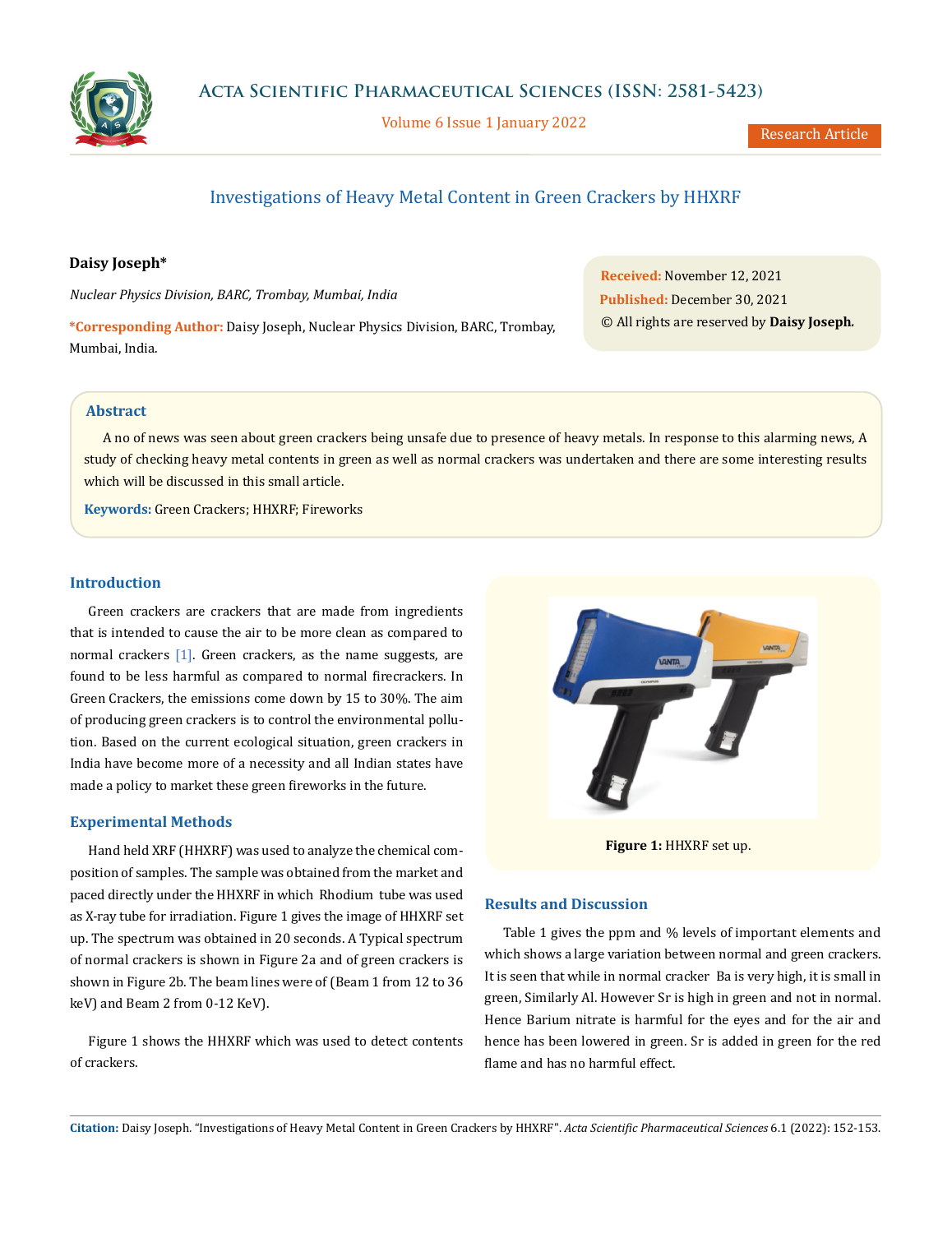# Investigations of Heavy Metal Content in Green Crackers by HHXRF

**Daisy Joseph***

*Nuclear Physics Division, BARC, Trombay, Mumbai, India*

**\*Corresponding Author:** Daisy Joseph, Nuclear Physics Division, BARC, Trombay, Mumbai, India.

**Received:** November 12, 2021
**Published:** December 30, 2021
© All rights are reserved by **Daisy Joseph.**

## Abstract

A no of news was seen about green crackers being unsafe due to presence of heavy metals. In response to this alarming news, A study of checking heavy metal contents in green as well as normal crackers was undertaken and there are some interesting results which will be discussed in this small article.

**Keywords:** Green Crackers; HHXRF; Fireworks

## Introduction

Green crackers are crackers that are made from ingredients that is intended to cause the air to be more clean as compared to normal crackers [1]. Green crackers, as the name suggests, are found to be less harmful as compared to normal firecrackers. In Green Crackers, the emissions come down by 15 to 30%. The aim of producing green crackers is to control the environmental pollution. Based on the current ecological situation, green crackers in India have become more of a necessity and all Indian states have made a policy to market these green fireworks in the future.

## Experimental Methods

Hand held XRF (HHXRF) was used to analyze the chemical composition of samples. The sample was obtained from the market and paced directly under the HHXRF in which Rhodium tube was used as X-ray tube for irradiation. Figure 1 gives the image of HHXRF set up. The spectrum was obtained in 20 seconds. A Typical spectrum of normal crackers is shown in Figure 2a and of green crackers is shown in Figure 2b. The beam lines were of (Beam 1 from 12 to 36 keV) and Beam 2 from 0-12 KeV).

Figure 1 shows the HHXRF which was used to detect contents of crackers.

**Figure 1:** HHXRF set up.

## Results and Discussion

Table 1 gives the ppm and % levels of important elements and which shows a large variation between normal and green crackers. It is seen that while in normal cracker Ba is very high, it is small in green, Similarly Al. However Sr is high in green and not in normal. Hence Barium nitrate is harmful for the eyes and for the air and hence has been lowered in green. Sr is added in green for the red flame and has no harmful effect.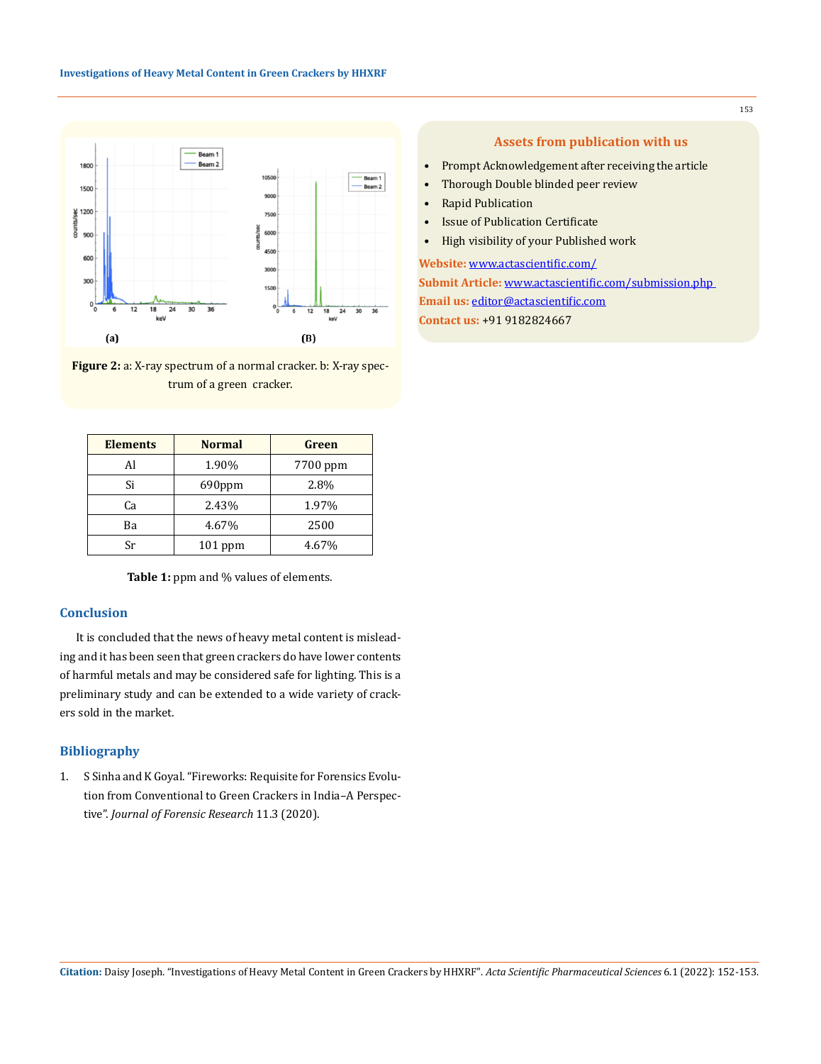(a)

1800
1500
1200
900
600
300
0
counts/sec
0 6 12 18 24 30 36
keV
Beam 1
Beam 2

(B)

10500
9000
7500
6000
4500
3000
1500
0
counts/sec
0 6 12 18 24 30 36
keV
Beam 1
Beam 2

**Figure 2:** a: X-ray spectrum of a normal cracker. b: X-ray spectrum of a green cracker.

| Elements | Normal | Green |
|---|---|---|
| Al | 1.90% | 7700 ppm |
| Si | 690ppm | 2.8% |
| Ca | 2.43% | 1.97% |
| Ba | 4.67% | 2500 |
| Sr | 101 ppm | 4.67% |

**Table 1:** ppm and % values of elements.

## Conclusion

It is concluded that the news of heavy metal content is misleading and it has been seen that green crackers do have lower contents of harmful metals and may be considered safe for lighting. This is a preliminary study and can be extended to a wide variety of crackers sold in the market.

## Bibliography

1. S Sinha and K Goyal. "Fireworks: Requisite for Forensics Evolution from Conventional to Green Crackers in India–A Perspective". *Journal of Forensic Research* 11.3 (2020).

### Assets from publication with us

- Prompt Acknowledgement after receiving the article
- Thorough Double blinded peer review
- Rapid Publication
- Issue of Publication Certificate
- High visibility of your Published work

**Website:** www.actascientific.com/
**Submit Article:** www.actascientific.com/submission.php
**Email us:** editor@actascientific.com
**Contact us:** +91 9182824667